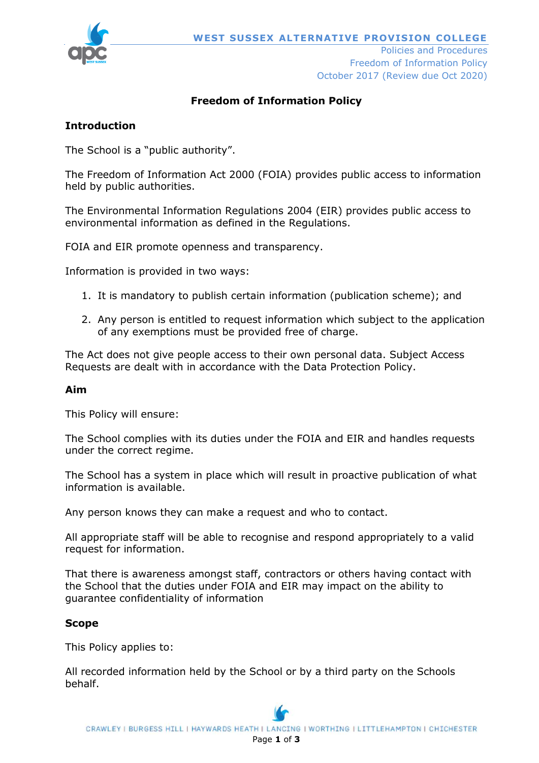# Freedom of Information Policy

## Introduction

The School is a "public authority".

The Freedom of Information Act 2000 (FOIA) provides public access to information held by public authorities.

The Environmental Information Regulations 2004 (EIR) provides public access to environmental information as defined in the Regulations.

FOIA and EIR promote openness and transparency.

Information is provided in two ways:

1. It is mandatory to publish certain information (publication scheme); and
2. Any person is entitled to request information which subject to the application of any exemptions must be provided free of charge.

The Act does not give people access to their own personal data. Subject Access Requests are dealt with in accordance with the Data Protection Policy.

## Aim

This Policy will ensure:

The School complies with its duties under the FOIA and EIR and handles requests under the correct regime.

The School has a system in place which will result in proactive publication of what information is available.

Any person knows they can make a request and who to contact.

All appropriate staff will be able to recognise and respond appropriately to a valid request for information.

That there is awareness amongst staff, contractors or others having contact with the School that the duties under FOIA and EIR may impact on the ability to guarantee confidentiality of information

## Scope

This Policy applies to:

All recorded information held by the School or by a third party on the Schools behalf.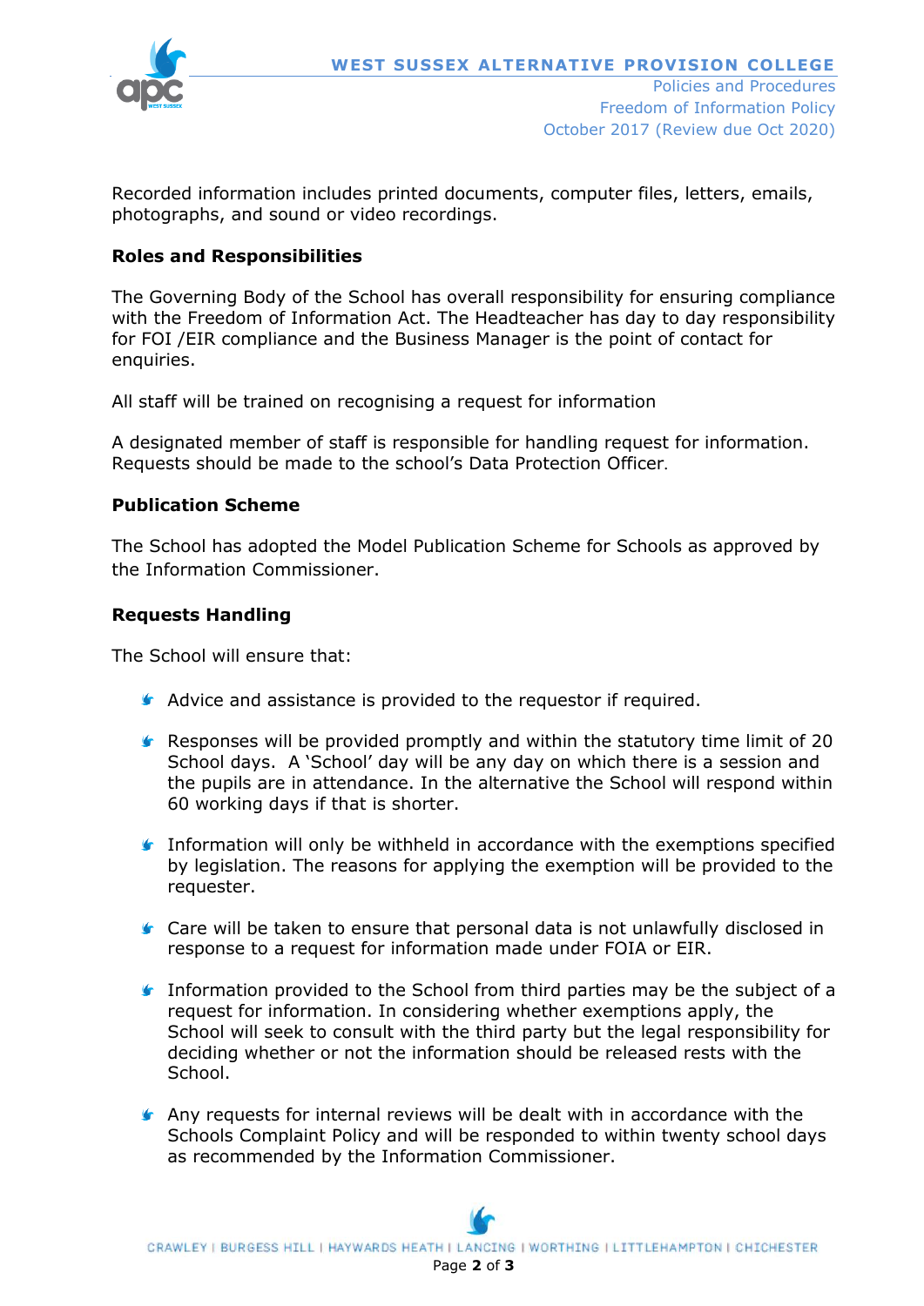Recorded information includes printed documents, computer files, letters, emails, photographs, and sound or video recordings.

**Roles and Responsibilities**

The Governing Body of the School has overall responsibility for ensuring compliance with the Freedom of Information Act. The Headteacher has day to day responsibility for FOI /EIR compliance and the Business Manager is the point of contact for enquiries.

All staff will be trained on recognising a request for information

A designated member of staff is responsible for handling request for information. Requests should be made to the school's Data Protection Officer.

**Publication Scheme**

The School has adopted the Model Publication Scheme for Schools as approved by the Information Commissioner.

**Requests Handling**

The School will ensure that:

- Advice and assistance is provided to the requestor if required.
- Responses will be provided promptly and within the statutory time limit of 20 School days. A 'School' day will be any day on which there is a session and the pupils are in attendance. In the alternative the School will respond within 60 working days if that is shorter.
- Information will only be withheld in accordance with the exemptions specified by legislation. The reasons for applying the exemption will be provided to the requester.
- Care will be taken to ensure that personal data is not unlawfully disclosed in response to a request for information made under FOIA or EIR.
- Information provided to the School from third parties may be the subject of a request for information. In considering whether exemptions apply, the School will seek to consult with the third party but the legal responsibility for deciding whether or not the information should be released rests with the School.
- Any requests for internal reviews will be dealt with in accordance with the Schools Complaint Policy and will be responded to within twenty school days as recommended by the Information Commissioner.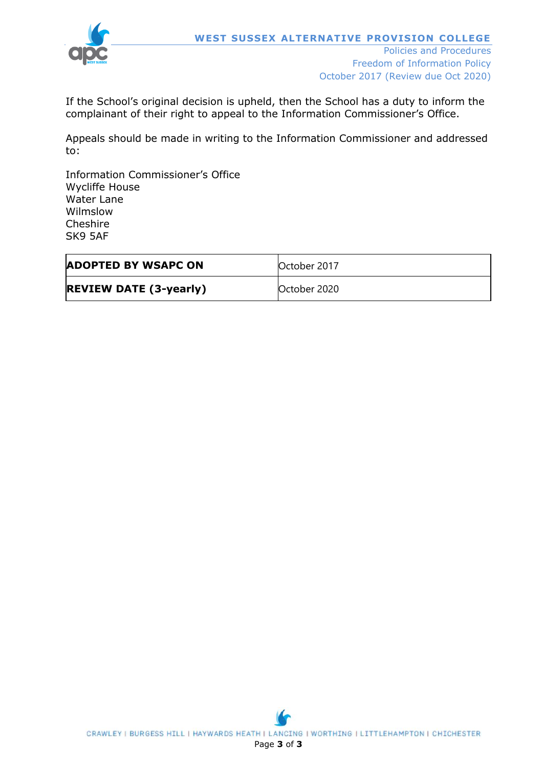If the School's original decision is upheld, then the School has a duty to inform the complainant of their right to appeal to the Information Commissioner's Office.

Appeals should be made in writing to the Information Commissioner and addressed to:

Information Commissioner's Office
Wycliffe House
Water Lane
Wilmslow
Cheshire
SK9 5AF

| | |
|---|---|
| **ADOPTED BY WSAPC ON** | October 2017 |
| **REVIEW DATE (3-yearly)** | October 2020 |